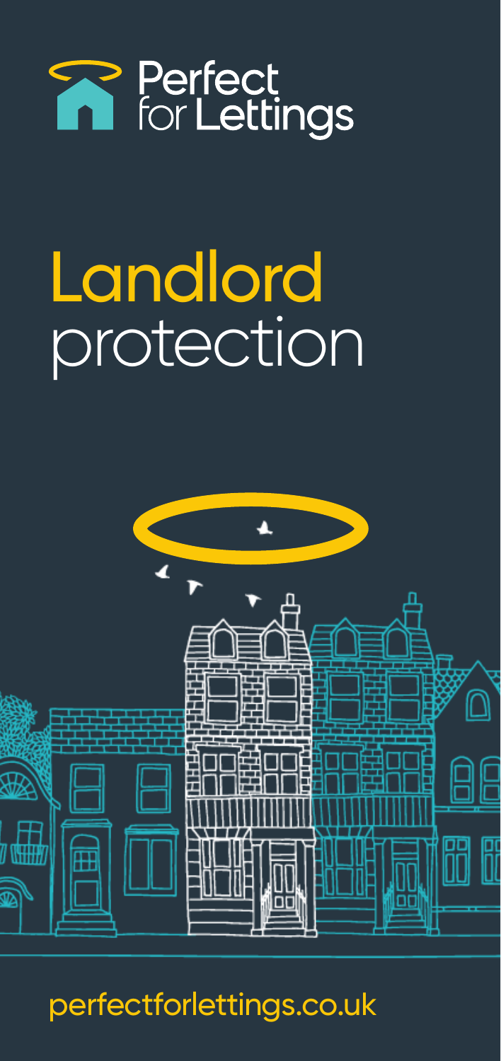Perfect for Lettings

# Landlord protection

perfectforlettings.co.uk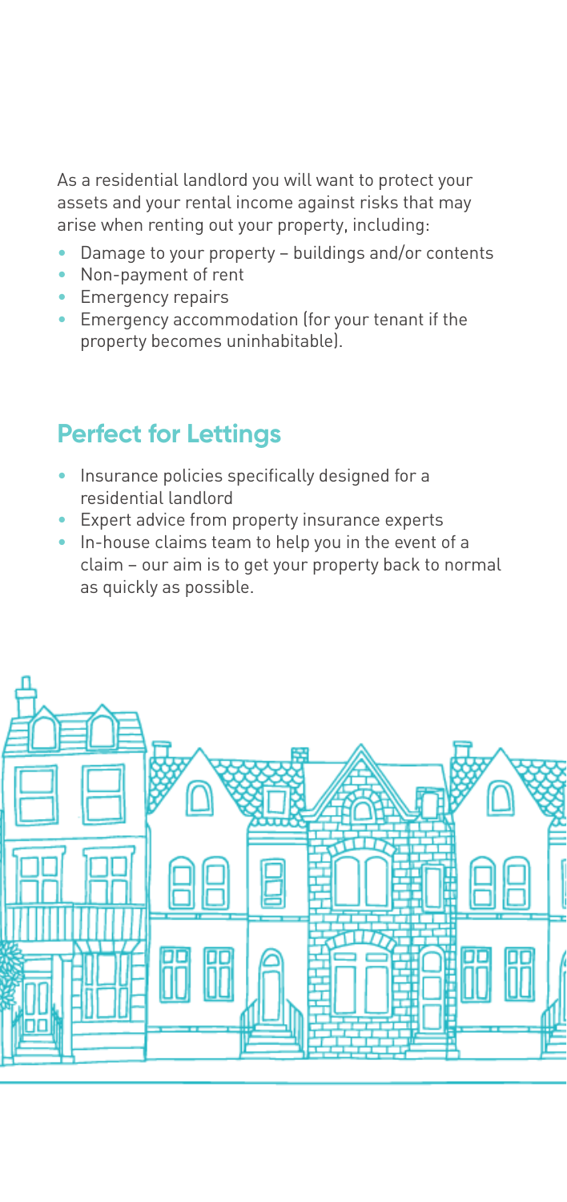As a residential landlord you will want to protect your assets and your rental income against risks that may arise when renting out your property, including:

- Damage to your property – buildings and/or contents
- Non-payment of rent
- Emergency repairs
- Emergency accommodation (for your tenant if the property becomes uninhabitable).

## Perfect for Lettings

- Insurance policies specifically designed for a residential landlord
- Expert advice from property insurance experts
- In-house claims team to help you in the event of a claim – our aim is to get your property back to normal as quickly as possible.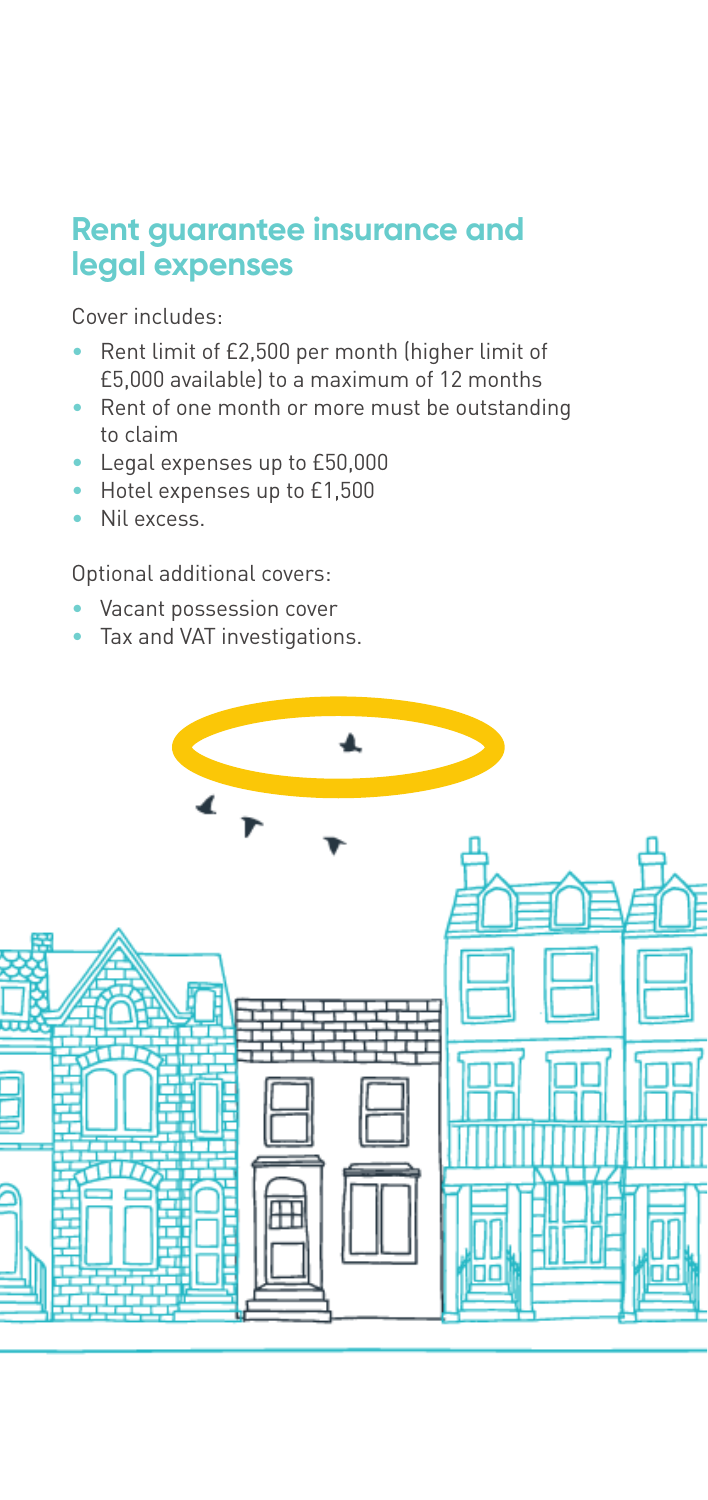## Rent guarantee insurance and legal expenses

Cover includes:

- Rent limit of £2,500 per month (higher limit of £5,000 available) to a maximum of 12 months
- Rent of one month or more must be outstanding to claim
- Legal expenses up to £50,000
- Hotel expenses up to £1,500
- Nil excess.

Optional additional covers:

- Vacant possession cover
- Tax and VAT investigations.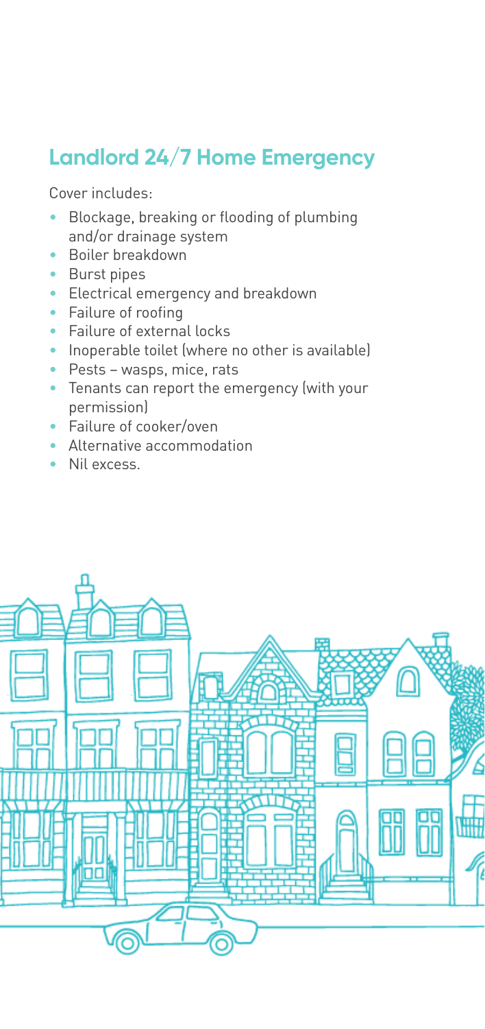## Landlord 24/7 Home Emergency

Cover includes:

- Blockage, breaking or flooding of plumbing and/or drainage system
- Boiler breakdown
- Burst pipes
- Electrical emergency and breakdown
- Failure of roofing
- Failure of external locks
- Inoperable toilet (where no other is available)
- Pests – wasps, mice, rats
- Tenants can report the emergency (with your permission)
- Failure of cooker/oven
- Alternative accommodation
- Nil excess.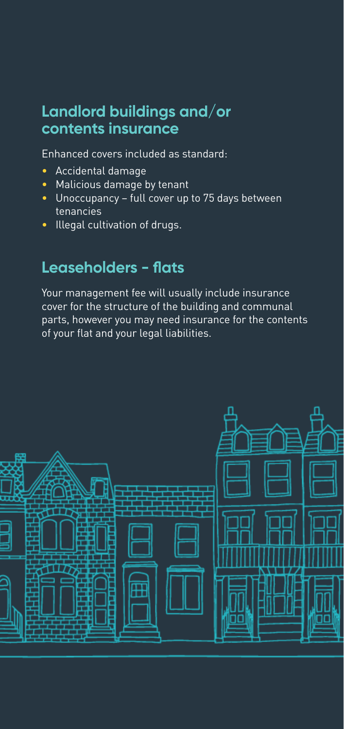## Landlord buildings and/or contents insurance

Enhanced covers included as standard:

- Accidental damage
- Malicious damage by tenant
- Unoccupancy – full cover up to 75 days between tenancies
- Illegal cultivation of drugs.

## Leaseholders - flats

Your management fee will usually include insurance cover for the structure of the building and communal parts, however you may need insurance for the contents of your flat and your legal liabilities.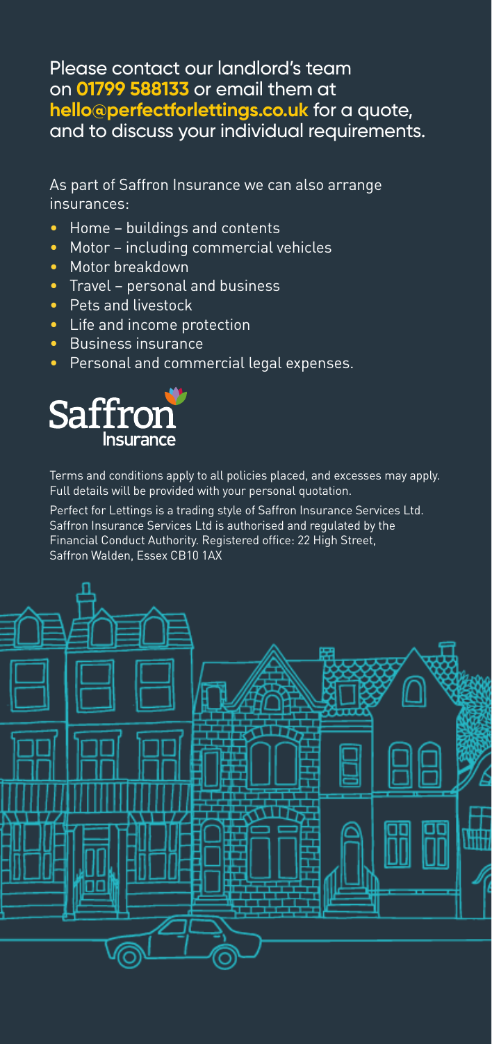**Please contact our landlord's team on 01799 588133 or email them at hello@perfectforlettings.co.uk for a quote, and to discuss your individual requirements.**

As part of Saffron Insurance we can also arrange insurances:

- Home – buildings and contents
- Motor – including commercial vehicles
- Motor breakdown
- Travel – personal and business
- Pets and livestock
- Life and income protection
- Business insurance
- Personal and commercial legal expenses.

Saffron Insurance

Terms and conditions apply to all policies placed, and excesses may apply. Full details will be provided with your personal quotation.

Perfect for Lettings is a trading style of Saffron Insurance Services Ltd. Saffron Insurance Services Ltd is authorised and regulated by the Financial Conduct Authority. Registered office: 22 High Street, Saffron Walden, Essex CB10 1AX